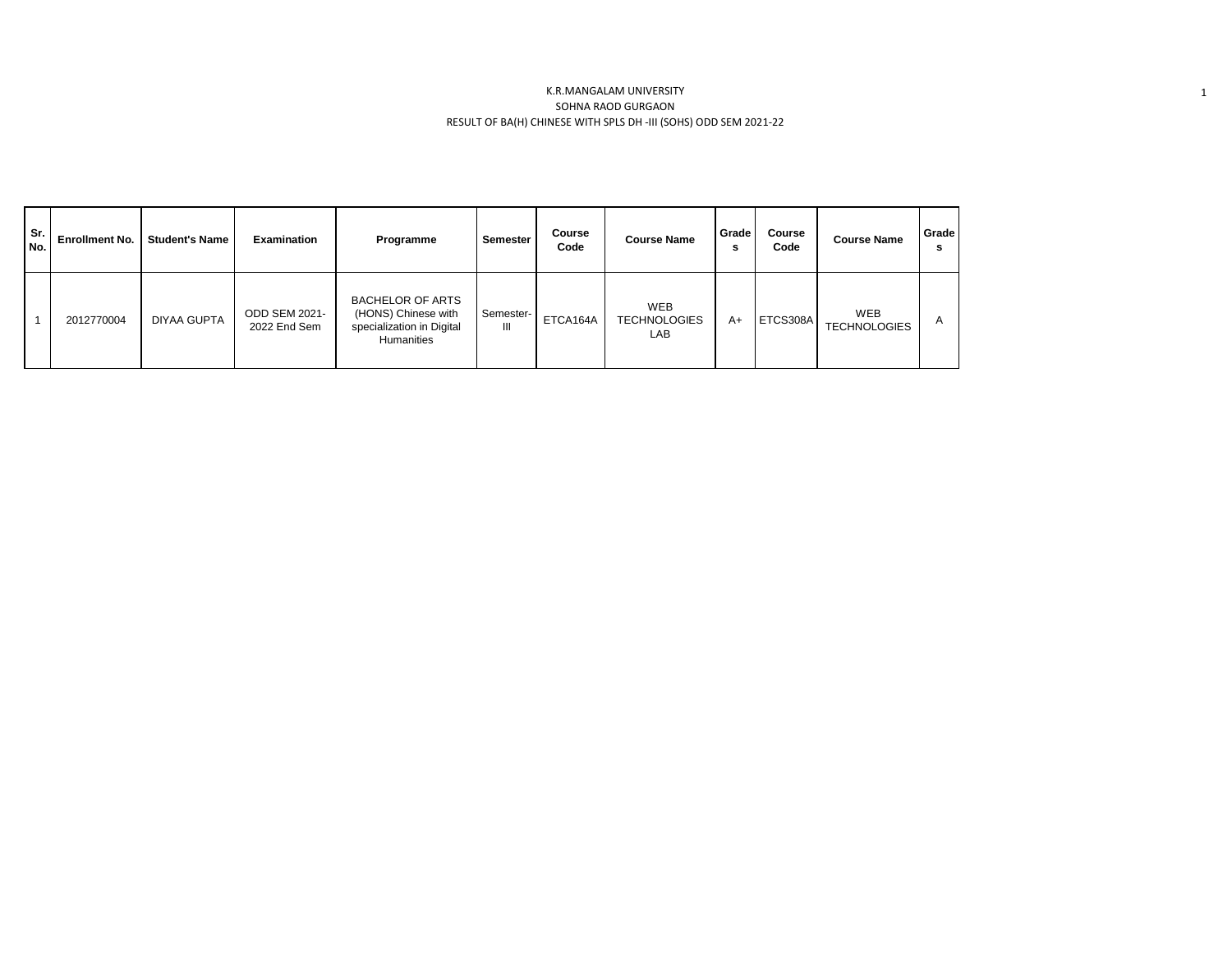K.R.MANGALAM UNIVERSITY
SOHNA RAOD GURGAON
RESULT OF BA(H) CHINESE WITH SPLS DH -III (SOHS) ODD SEM 2021-22

| Sr. No. | Enrollment No. | Student's Name | Examination | Programme | Semester | Course Code | Course Name | Grades | Course Code | Course Name | Grades |
|---|---|---|---|---|---|---|---|---|---|---|---|
| 1 | 2012770004 | DIYAA GUPTA | ODD SEM 2021-2022 End Sem | BACHELOR OF ARTS (HONS) Chinese with specialization in Digital Humanities | Semester-III | ETCA164A | WEB TECHNOLOGIES LAB | A+ | ETCS308A | WEB TECHNOLOGIES | A |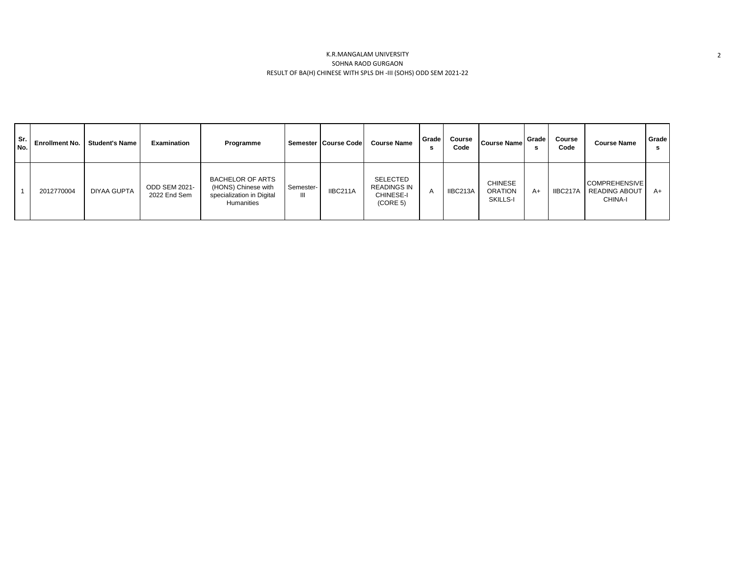K.R.MANGALAM UNIVERSITY

SOHNA RAOD GURGAON

RESULT OF BA(H) CHINESE WITH SPLS DH -III (SOHS) ODD SEM 2021-22

| Sr. No. | Enrollment No. | Student's Name | Examination | Programme | Semester | Course Code | Course Name | Grades | Course Code | Course Name | Grades | Course Code | Course Name | Grades |
|---|---|---|---|---|---|---|---|---|---|---|---|---|---|---|
| 1 | 2012770004 | DIYAA GUPTA | ODD SEM 2021-2022 End Sem | BACHELOR OF ARTS (HONS) Chinese with specialization in Digital Humanities | Semester-III | IIBC211A | SELECTED READINGS IN CHINESE-I (CORE 5) | A | IIBC213A | CHINESE ORATION SKILLS-I | A+ | IIBC217A | COMPREHENSIVE READING ABOUT CHINA-I | A+ |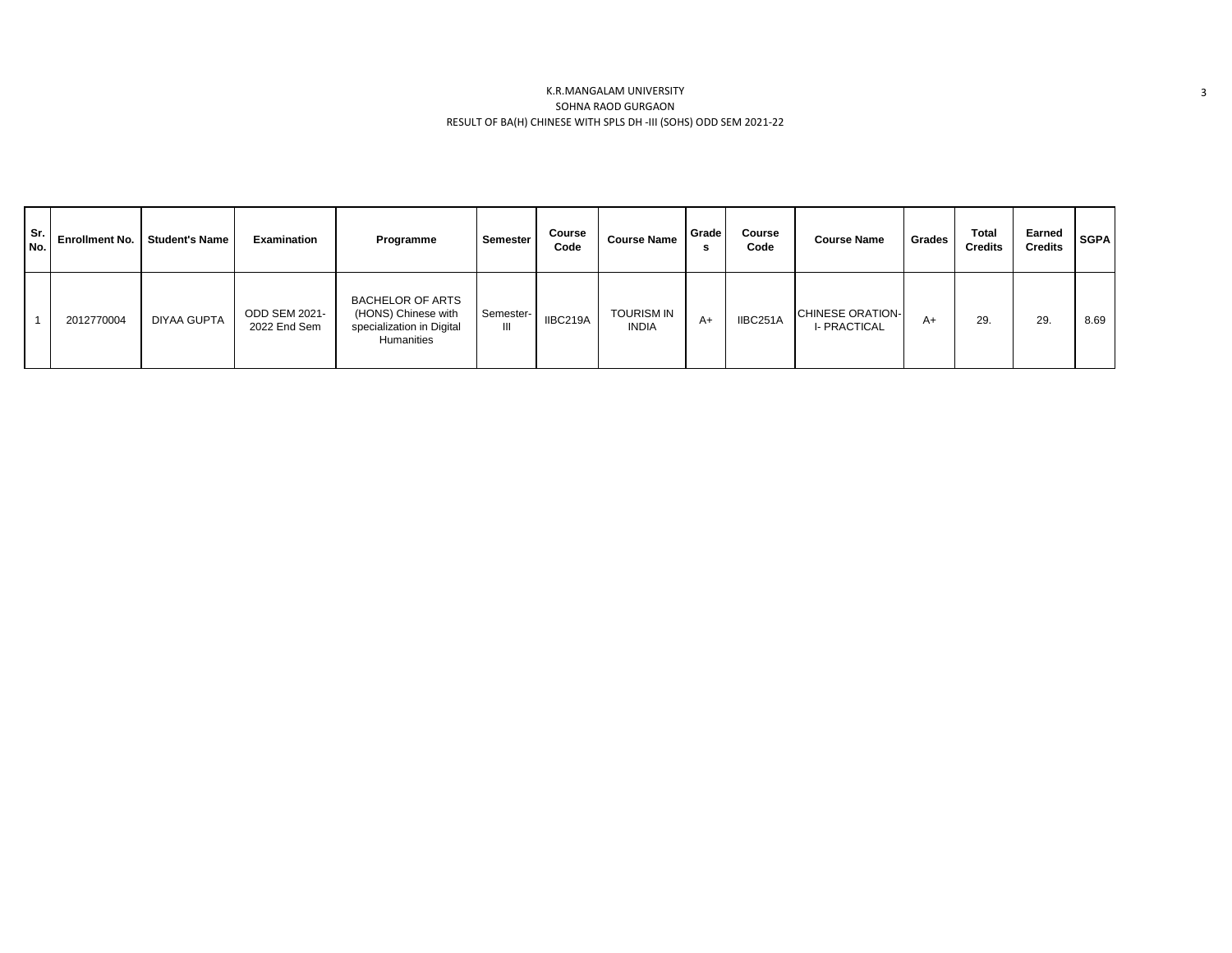K.R.MANGALAM UNIVERSITY

SOHNA RAOD GURGAON

RESULT OF BA(H) CHINESE WITH SPLS DH -III (SOHS) ODD SEM 2021-22

| Sr. No. | Enrollment No. | Student's Name | Examination | Programme | Semester | Course Code | Course Name | Grades | Course Code | Course Name | Grades | Total Credits | Earned Credits | SGPA |
|---|---|---|---|---|---|---|---|---|---|---|---|---|---|---|
| 1 | 2012770004 | DIYAA GUPTA | ODD SEM 2021-2022 End Sem | BACHELOR OF ARTS (HONS) Chinese with specialization in Digital Humanities | Semester-III | IIBC219A | TOURISM IN INDIA | A+ | IIBC251A | CHINESE ORATION-I- PRACTICAL | A+ | 29. | 29. | 8.69 |